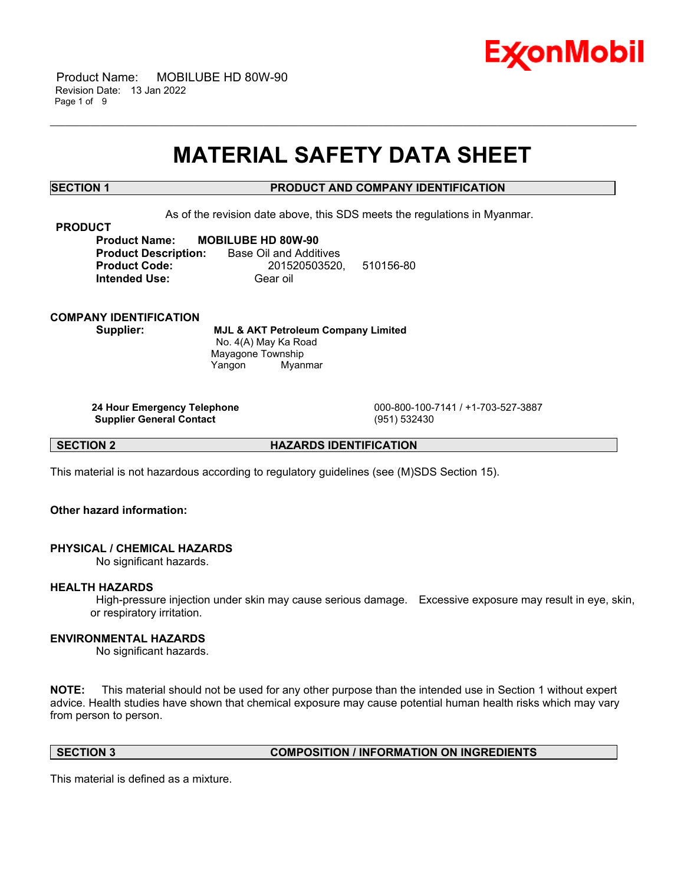# MATERIAL SAFETY DATA SHEET

## SECTION 1 PRODUCT AND COMPANY IDENTIFICATION

As of the revision date above, this SDS meets the regulations in Myanmar.

### PRODUCT

**Product Name:** **MOBILUBE HD 80W-90**
**Product Description:** Base Oil and Additives
**Product Code:** 201520503520, 510156-80
**Intended Use:** Gear oil

### COMPANY IDENTIFICATION

**Supplier:** **MJL & AKT Petroleum Company Limited**
No. 4(A) May Ka Road
Mayagone Township
Yangon Myanmar

**24 Hour Emergency Telephone** 000-800-100-7141 / +1-703-527-3887
**Supplier General Contact** (951) 532430

## SECTION 2 HAZARDS IDENTIFICATION

This material is not hazardous according to regulatory guidelines (see (M)SDS Section 15).

**Other hazard information:**

**PHYSICAL / CHEMICAL HAZARDS**
No significant hazards.

**HEALTH HAZARDS**
High-pressure injection under skin may cause serious damage. Excessive exposure may result in eye, skin, or respiratory irritation.

**ENVIRONMENTAL HAZARDS**
No significant hazards.

**NOTE:** This material should not be used for any other purpose than the intended use in Section 1 without expert advice. Health studies have shown that chemical exposure may cause potential human health risks which may vary from person to person.

## SECTION 3 COMPOSITION / INFORMATION ON INGREDIENTS

This material is defined as a mixture.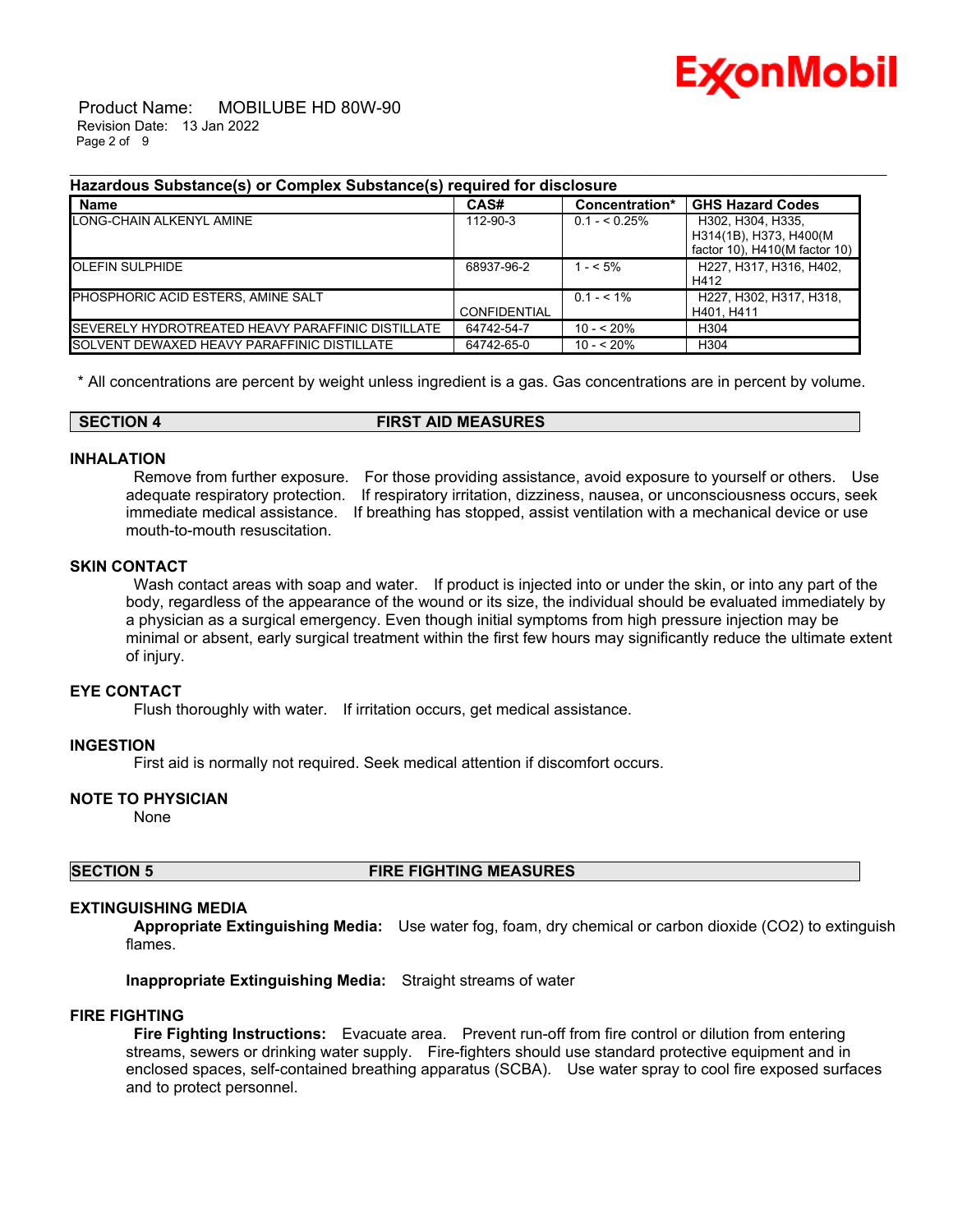**Hazardous Substance(s) or Complex Substance(s) required for disclosure**

| Name | CAS# | Concentration* | GHS Hazard Codes |
|---|---|---|---|
| LONG-CHAIN ALKENYL AMINE | 112-90-3 | 0.1 - < 0.25% | H302, H304, H335, H314(1B), H373, H400(M factor 10), H410(M factor 10) |
| OLEFIN SULPHIDE | 68937-96-2 | 1 - < 5% | H227, H317, H316, H402, H412 |
| PHOSPHORIC ACID ESTERS, AMINE SALT | CONFIDENTIAL | 0.1 - < 1% | H227, H302, H317, H318, H401, H411 |
| SEVERELY HYDROTREATED HEAVY PARAFFINIC DISTILLATE | 64742-54-7 | 10 - < 20% | H304 |
| SOLVENT DEWAXED HEAVY PARAFFINIC DISTILLATE | 64742-65-0 | 10 - < 20% | H304 |

* All concentrations are percent by weight unless ingredient is a gas. Gas concentrations are in percent by volume.

## SECTION 4 FIRST AID MEASURES

### INHALATION

Remove from further exposure. For those providing assistance, avoid exposure to yourself or others. Use adequate respiratory protection. If respiratory irritation, dizziness, nausea, or unconsciousness occurs, seek immediate medical assistance. If breathing has stopped, assist ventilation with a mechanical device or use mouth-to-mouth resuscitation.

### SKIN CONTACT

Wash contact areas with soap and water. If product is injected into or under the skin, or into any part of the body, regardless of the appearance of the wound or its size, the individual should be evaluated immediately by a physician as a surgical emergency. Even though initial symptoms from high pressure injection may be minimal or absent, early surgical treatment within the first few hours may significantly reduce the ultimate extent of injury.

### EYE CONTACT

Flush thoroughly with water. If irritation occurs, get medical assistance.

### INGESTION

First aid is normally not required. Seek medical attention if discomfort occurs.

### NOTE TO PHYSICIAN

None

## SECTION 5 FIRE FIGHTING MEASURES

### EXTINGUISHING MEDIA

**Appropriate Extinguishing Media:** Use water fog, foam, dry chemical or carbon dioxide ($CO_2$) to extinguish flames.

**Inappropriate Extinguishing Media:** Straight streams of water

### FIRE FIGHTING

**Fire Fighting Instructions:** Evacuate area. Prevent run-off from fire control or dilution from entering streams, sewers or drinking water supply. Fire-fighters should use standard protective equipment and in enclosed spaces, self-contained breathing apparatus (SCBA). Use water spray to cool fire exposed surfaces and to protect personnel.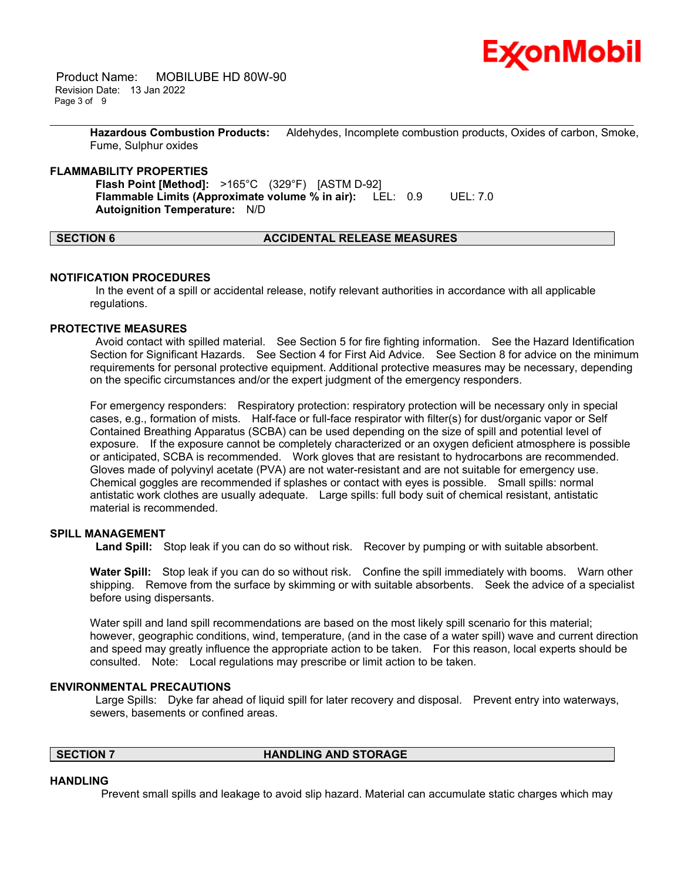**Hazardous Combustion Products:** Aldehydes, Incomplete combustion products, Oxides of carbon, Smoke, Fume, Sulphur oxides

**FLAMMABILITY PROPERTIES**

**Flash Point [Method]:** >165°C (329°F) [ASTM D-92]
**Flammable Limits (Approximate volume % in air):** LEL: 0.9 UEL: 7.0
**Autoignition Temperature:** N/D

## SECTION 6 ACCIDENTAL RELEASE MEASURES

**NOTIFICATION PROCEDURES**

In the event of a spill or accidental release, notify relevant authorities in accordance with all applicable regulations.

**PROTECTIVE MEASURES**

Avoid contact with spilled material. See Section 5 for fire fighting information. See the Hazard Identification Section for Significant Hazards. See Section 4 for First Aid Advice. See Section 8 for advice on the minimum requirements for personal protective equipment. Additional protective measures may be necessary, depending on the specific circumstances and/or the expert judgment of the emergency responders.

For emergency responders: Respiratory protection: respiratory protection will be necessary only in special cases, e.g., formation of mists. Half-face or full-face respirator with filter(s) for dust/organic vapor or Self Contained Breathing Apparatus (SCBA) can be used depending on the size of spill and potential level of exposure. If the exposure cannot be completely characterized or an oxygen deficient atmosphere is possible or anticipated, SCBA is recommended. Work gloves that are resistant to hydrocarbons are recommended. Gloves made of polyvinyl acetate (PVA) are not water-resistant and are not suitable for emergency use. Chemical goggles are recommended if splashes or contact with eyes is possible. Small spills: normal antistatic work clothes are usually adequate. Large spills: full body suit of chemical resistant, antistatic material is recommended.

**SPILL MANAGEMENT**

**Land Spill:** Stop leak if you can do so without risk. Recover by pumping or with suitable absorbent.

**Water Spill:** Stop leak if you can do so without risk. Confine the spill immediately with booms. Warn other shipping. Remove from the surface by skimming or with suitable absorbents. Seek the advice of a specialist before using dispersants.

Water spill and land spill recommendations are based on the most likely spill scenario for this material; however, geographic conditions, wind, temperature, (and in the case of a water spill) wave and current direction and speed may greatly influence the appropriate action to be taken. For this reason, local experts should be consulted. Note: Local regulations may prescribe or limit action to be taken.

**ENVIRONMENTAL PRECAUTIONS**

Large Spills: Dyke far ahead of liquid spill for later recovery and disposal. Prevent entry into waterways, sewers, basements or confined areas.

## SECTION 7 HANDLING AND STORAGE

**HANDLING**

Prevent small spills and leakage to avoid slip hazard. Material can accumulate static charges which may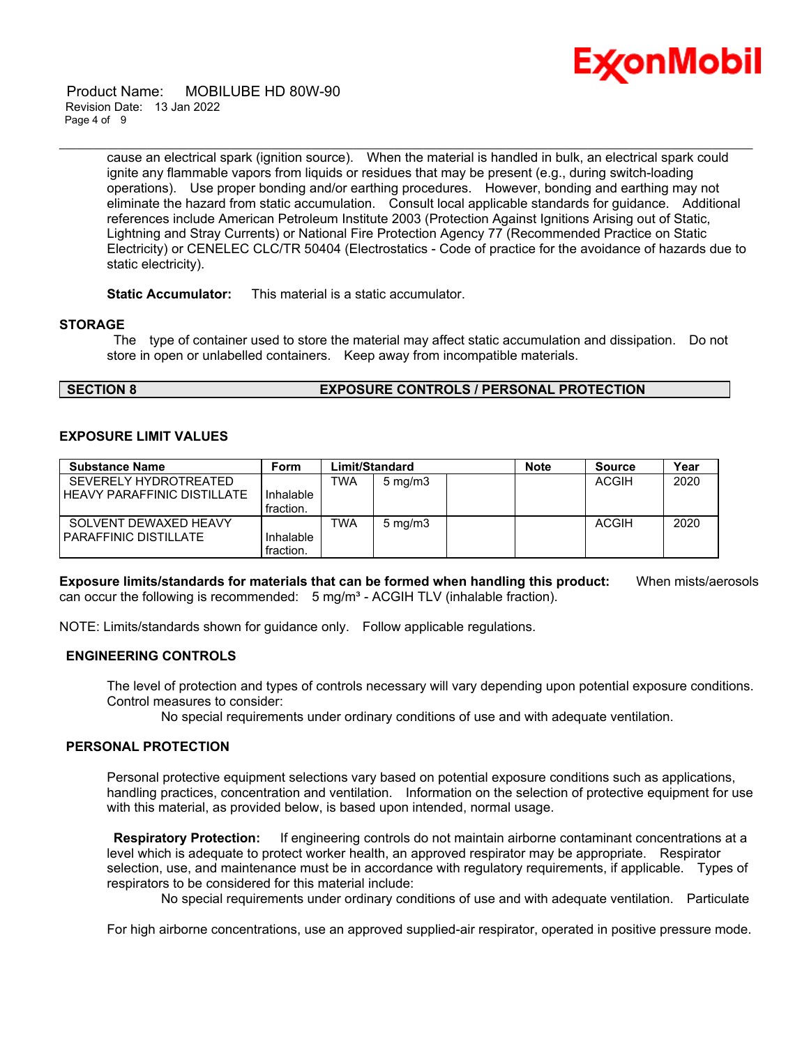cause an electrical spark (ignition source). When the material is handled in bulk, an electrical spark could ignite any flammable vapors from liquids or residues that may be present (e.g., during switch-loading operations). Use proper bonding and/or earthing procedures. However, bonding and earthing may not eliminate the hazard from static accumulation. Consult local applicable standards for guidance. Additional references include American Petroleum Institute 2003 (Protection Against Ignitions Arising out of Static, Lightning and Stray Currents) or National Fire Protection Agency 77 (Recommended Practice on Static Electricity) or CENELEC CLC/TR 50404 (Electrostatics - Code of practice for the avoidance of hazards due to static electricity).

**Static Accumulator:** This material is a static accumulator.

### STORAGE

The type of container used to store the material may affect static accumulation and dissipation. Do not store in open or unlabelled containers. Keep away from incompatible materials.

## SECTION 8 EXPOSURE CONTROLS / PERSONAL PROTECTION

### EXPOSURE LIMIT VALUES

| Substance Name | Form | Limit/Standard | | | Note | Source | Year |
|---|---|---|---|---|---|---|---|
| SEVERELY HYDROTREATED HEAVY PARAFFINIC DISTILLATE | Inhalable fraction. | TWA | 5 mg/m3 | | | ACGIH | 2020 |
| SOLVENT DEWAXED HEAVY PARAFFINIC DISTILLATE | Inhalable fraction. | TWA | 5 mg/m3 | | | ACGIH | 2020 |

**Exposure limits/standards for materials that can be formed when handling this product:** When mists/aerosols can occur the following is recommended: 5 mg/m³ - ACGIH TLV (inhalable fraction).

NOTE: Limits/standards shown for guidance only. Follow applicable regulations.

### ENGINEERING CONTROLS

The level of protection and types of controls necessary will vary depending upon potential exposure conditions. Control measures to consider:

No special requirements under ordinary conditions of use and with adequate ventilation.

### PERSONAL PROTECTION

Personal protective equipment selections vary based on potential exposure conditions such as applications, handling practices, concentration and ventilation. Information on the selection of protective equipment for use with this material, as provided below, is based upon intended, normal usage.

**Respiratory Protection:** If engineering controls do not maintain airborne contaminant concentrations at a level which is adequate to protect worker health, an approved respirator may be appropriate. Respirator selection, use, and maintenance must be in accordance with regulatory requirements, if applicable. Types of respirators to be considered for this material include:

No special requirements under ordinary conditions of use and with adequate ventilation. Particulate

For high airborne concentrations, use an approved supplied-air respirator, operated in positive pressure mode.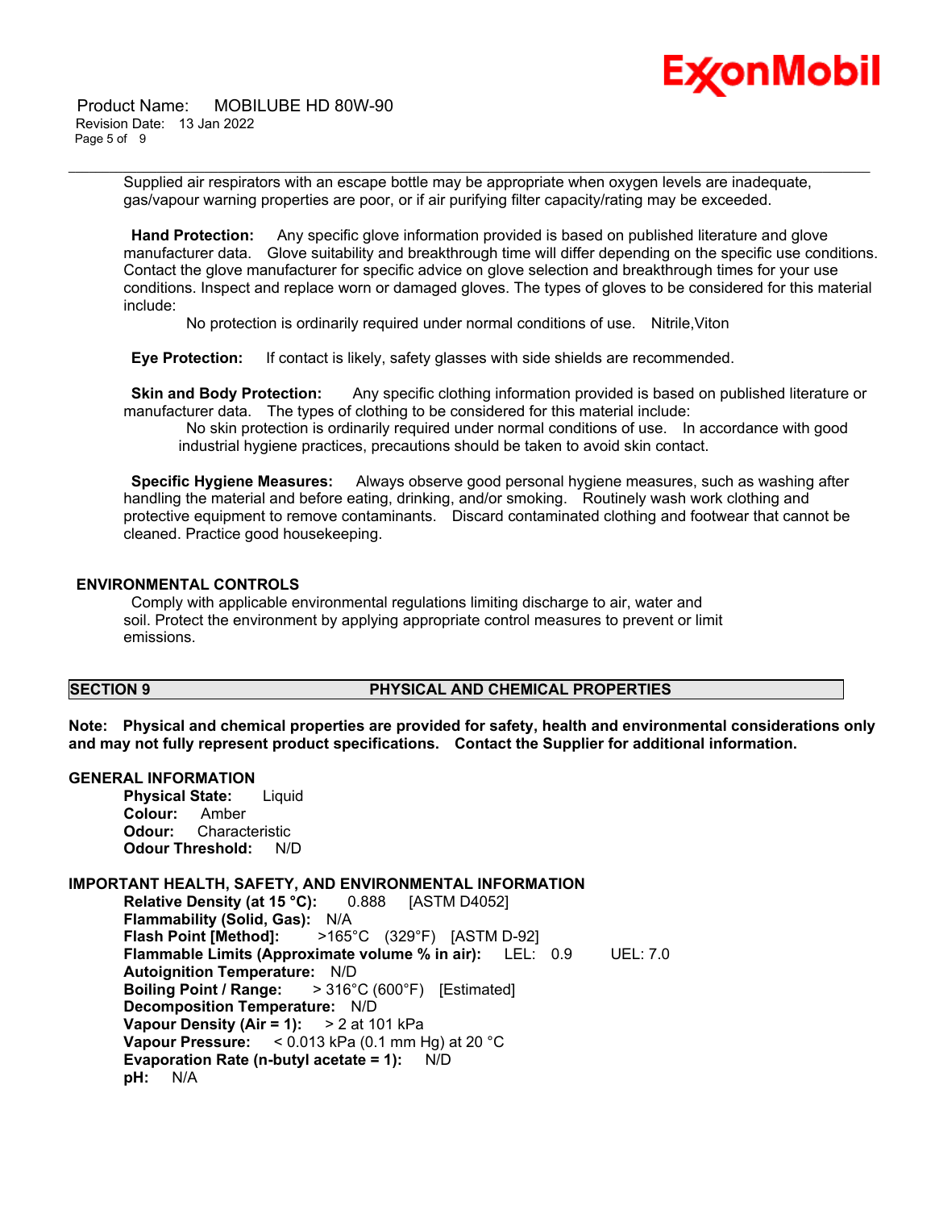Supplied air respirators with an escape bottle may be appropriate when oxygen levels are inadequate, gas/vapour warning properties are poor, or if air purifying filter capacity/rating may be exceeded.

**Hand Protection:** Any specific glove information provided is based on published literature and glove manufacturer data. Glove suitability and breakthrough time will differ depending on the specific use conditions. Contact the glove manufacturer for specific advice on glove selection and breakthrough times for your use conditions. Inspect and replace worn or damaged gloves. The types of gloves to be considered for this material include:

No protection is ordinarily required under normal conditions of use. Nitrile,Viton

**Eye Protection:** If contact is likely, safety glasses with side shields are recommended.

**Skin and Body Protection:** Any specific clothing information provided is based on published literature or manufacturer data. The types of clothing to be considered for this material include:

No skin protection is ordinarily required under normal conditions of use. In accordance with good industrial hygiene practices, precautions should be taken to avoid skin contact.

**Specific Hygiene Measures:** Always observe good personal hygiene measures, such as washing after handling the material and before eating, drinking, and/or smoking. Routinely wash work clothing and protective equipment to remove contaminants. Discard contaminated clothing and footwear that cannot be cleaned. Practice good housekeeping.

### ENVIRONMENTAL CONTROLS

Comply with applicable environmental regulations limiting discharge to air, water and soil. Protect the environment by applying appropriate control measures to prevent or limit emissions.

## SECTION 9 PHYSICAL AND CHEMICAL PROPERTIES

**Note: Physical and chemical properties are provided for safety, health and environmental considerations only and may not fully represent product specifications. Contact the Supplier for additional information.**

### GENERAL INFORMATION

**Physical State:** Liquid
**Colour:** Amber
**Odour:** Characteristic
**Odour Threshold:** N/D

### IMPORTANT HEALTH, SAFETY, AND ENVIRONMENTAL INFORMATION

**Relative Density (at 15 °C):** 0.888 [ASTM D4052]
**Flammability (Solid, Gas):** N/A
**Flash Point [Method]:** >165°C (329°F) [ASTM D-92]
**Flammable Limits (Approximate volume % in air):** LEL: 0.9 UEL: 7.0
**Autoignition Temperature:** N/D
**Boiling Point / Range:** > 316°C (600°F) [Estimated]
**Decomposition Temperature:** N/D
**Vapour Density (Air = 1):** > 2 at 101 kPa
**Vapour Pressure:** < 0.013 kPa (0.1 mm Hg) at 20 °C
**Evaporation Rate (n-butyl acetate = 1):** N/D
**pH:** N/A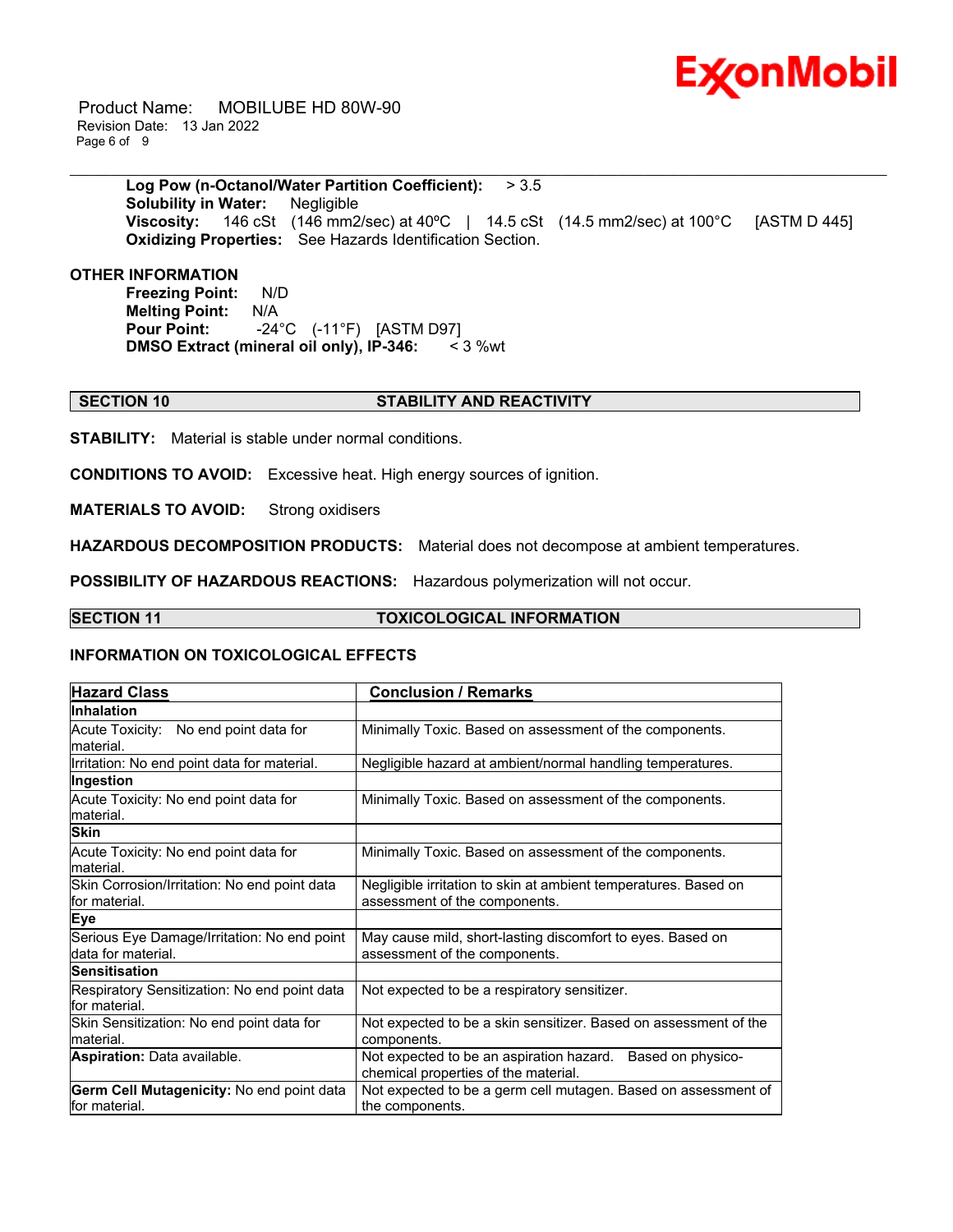**Log Pow (n-Octanol/Water Partition Coefficient):** > 3.5
**Solubility in Water:** Negligible
**Viscosity:** 146 cSt (146 mm2/sec) at 40ºC | 14.5 cSt (14.5 mm2/sec) at 100°C [ASTM D 445]
**Oxidizing Properties:** See Hazards Identification Section.

**OTHER INFORMATION**

**Freezing Point:** N/D
**Melting Point:** N/A
**Pour Point:** -24°C (-11°F) [ASTM D97]
**DMSO Extract (mineral oil only), IP-346:** < 3 %wt

## SECTION 10 STABILITY AND REACTIVITY

**STABILITY:** Material is stable under normal conditions.

**CONDITIONS TO AVOID:** Excessive heat. High energy sources of ignition.

**MATERIALS TO AVOID:** Strong oxidisers

**HAZARDOUS DECOMPOSITION PRODUCTS:** Material does not decompose at ambient temperatures.

**POSSIBILITY OF HAZARDOUS REACTIONS:** Hazardous polymerization will not occur.

## SECTION 11 TOXICOLOGICAL INFORMATION

**INFORMATION ON TOXICOLOGICAL EFFECTS**

| Hazard Class | Conclusion / Remarks |
|---|---|
| **Inhalation** | |
| Acute Toxicity: No end point data for material. | Minimally Toxic. Based on assessment of the components. |
| Irritation: No end point data for material. | Negligible hazard at ambient/normal handling temperatures. |
| **Ingestion** | |
| Acute Toxicity: No end point data for material. | Minimally Toxic. Based on assessment of the components. |
| **Skin** | |
| Acute Toxicity: No end point data for material. | Minimally Toxic. Based on assessment of the components. |
| Skin Corrosion/Irritation: No end point data for material. | Negligible irritation to skin at ambient temperatures. Based on assessment of the components. |
| **Eye** | |
| Serious Eye Damage/Irritation: No end point data for material. | May cause mild, short-lasting discomfort to eyes. Based on assessment of the components. |
| **Sensitisation** | |
| Respiratory Sensitization: No end point data for material. | Not expected to be a respiratory sensitizer. |
| Skin Sensitization: No end point data for material. | Not expected to be a skin sensitizer. Based on assessment of the components. |
| **Aspiration:** Data available. | Not expected to be an aspiration hazard. Based on physico-chemical properties of the material. |
| **Germ Cell Mutagenicity:** No end point data for material. | Not expected to be a germ cell mutagen. Based on assessment of the components. |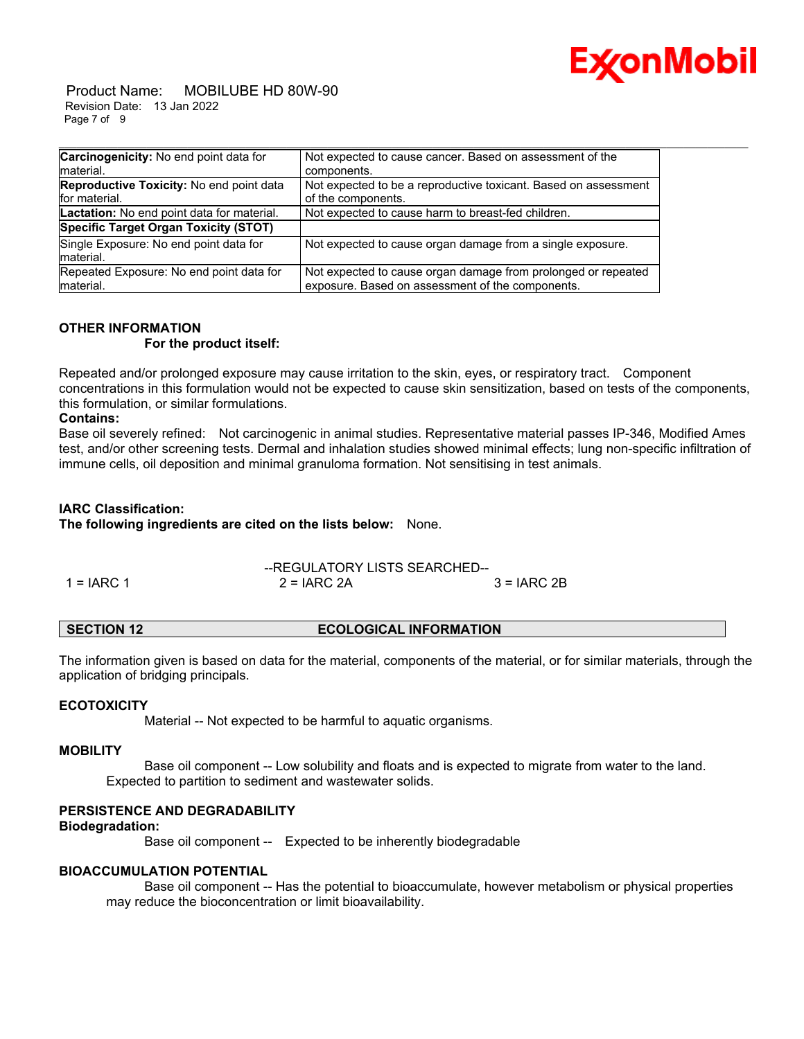| | |
|---|---|
| **Carcinogenicity:** No end point data for material. | Not expected to cause cancer. Based on assessment of the components. |
| **Reproductive Toxicity:** No end point data for material. | Not expected to be a reproductive toxicant. Based on assessment of the components. |
| **Lactation:** No end point data for material. | Not expected to cause harm to breast-fed children. |
| **Specific Target Organ Toxicity (STOT)** | |
| Single Exposure: No end point data for material. | Not expected to cause organ damage from a single exposure. |
| Repeated Exposure: No end point data for material. | Not expected to cause organ damage from prolonged or repeated exposure. Based on assessment of the components. |

**OTHER INFORMATION**

**For the product itself:**

Repeated and/or prolonged exposure may cause irritation to the skin, eyes, or respiratory tract. Component concentrations in this formulation would not be expected to cause skin sensitization, based on tests of the components, this formulation, or similar formulations.

**Contains:**

Base oil severely refined: Not carcinogenic in animal studies. Representative material passes IP-346, Modified Ames test, and/or other screening tests. Dermal and inhalation studies showed minimal effects; lung non-specific infiltration of immune cells, oil deposition and minimal granuloma formation. Not sensitising in test animals.

**IARC Classification:**

**The following ingredients are cited on the lists below:** None.

--REGULATORY LISTS SEARCHED--

1 = IARC 1 2 = IARC 2A 3 = IARC 2B

## SECTION 12 ECOLOGICAL INFORMATION

The information given is based on data for the material, components of the material, or for similar materials, through the application of bridging principals.

**ECOTOXICITY**

Material -- Not expected to be harmful to aquatic organisms.

**MOBILITY**

Base oil component -- Low solubility and floats and is expected to migrate from water to the land. Expected to partition to sediment and wastewater solids.

**PERSISTENCE AND DEGRADABILITY**

**Biodegradation:**

Base oil component -- Expected to be inherently biodegradable

**BIOACCUMULATION POTENTIAL**

Base oil component -- Has the potential to bioaccumulate, however metabolism or physical properties may reduce the bioconcentration or limit bioavailability.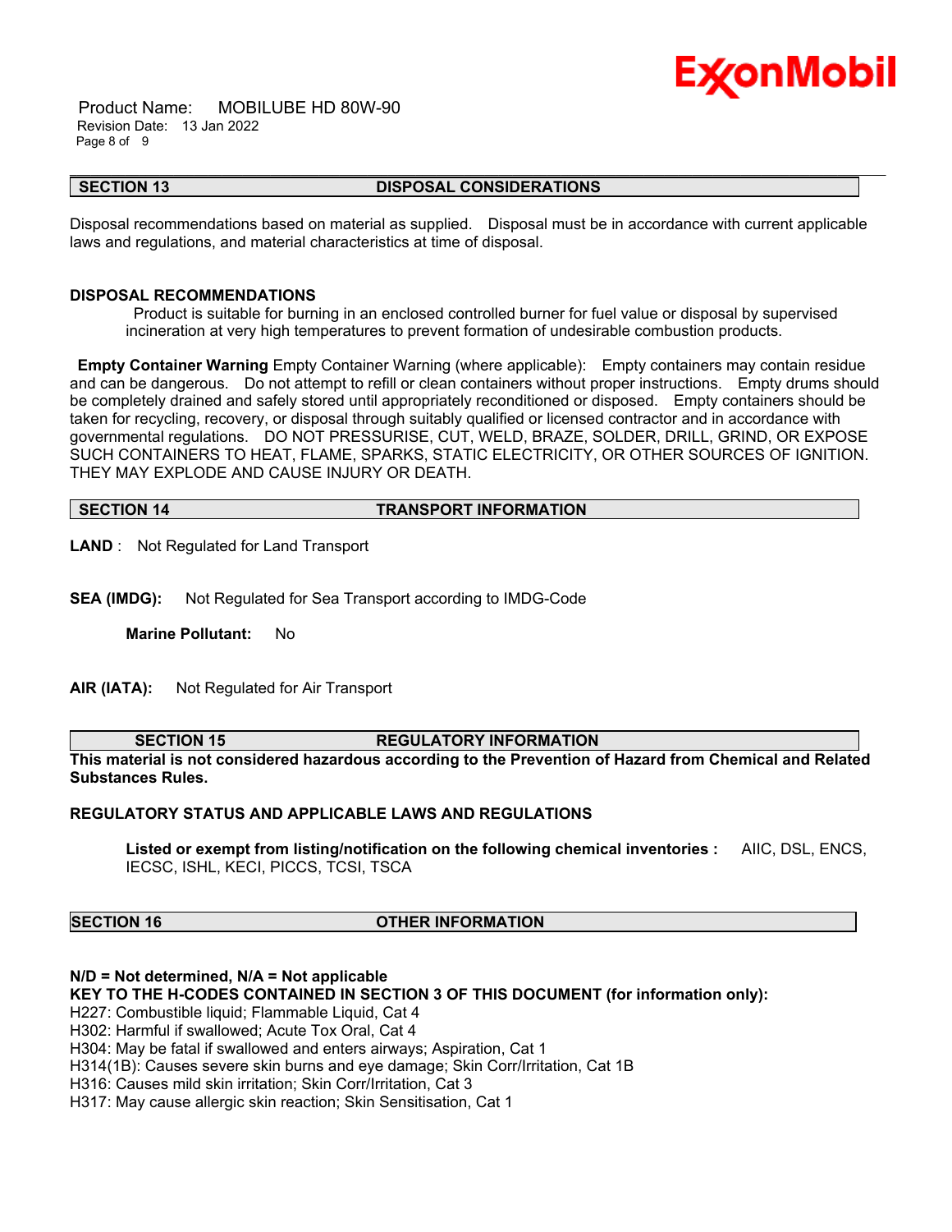## SECTION 13 DISPOSAL CONSIDERATIONS

Disposal recommendations based on material as supplied. Disposal must be in accordance with current applicable laws and regulations, and material characteristics at time of disposal.

### DISPOSAL RECOMMENDATIONS

Product is suitable for burning in an enclosed controlled burner for fuel value or disposal by supervised incineration at very high temperatures to prevent formation of undesirable combustion products.

**Empty Container Warning** Empty Container Warning (where applicable): Empty containers may contain residue and can be dangerous. Do not attempt to refill or clean containers without proper instructions. Empty drums should be completely drained and safely stored until appropriately reconditioned or disposed. Empty containers should be taken for recycling, recovery, or disposal through suitably qualified or licensed contractor and in accordance with governmental regulations. DO NOT PRESSURISE, CUT, WELD, BRAZE, SOLDER, DRILL, GRIND, OR EXPOSE SUCH CONTAINERS TO HEAT, FLAME, SPARKS, STATIC ELECTRICITY, OR OTHER SOURCES OF IGNITION. THEY MAY EXPLODE AND CAUSE INJURY OR DEATH.

## SECTION 14 TRANSPORT INFORMATION

**LAND** : Not Regulated for Land Transport

**SEA (IMDG):** Not Regulated for Sea Transport according to IMDG-Code

**Marine Pollutant:** No

**AIR (IATA):** Not Regulated for Air Transport

## SECTION 15 REGULATORY INFORMATION

**This material is not considered hazardous according to the Prevention of Hazard from Chemical and Related Substances Rules.**

### REGULATORY STATUS AND APPLICABLE LAWS AND REGULATIONS

**Listed or exempt from listing/notification on the following chemical inventories :** AIIC, DSL, ENCS, IECSC, ISHL, KECI, PICCS, TCSI, TSCA

## SECTION 16 OTHER INFORMATION

**N/D = Not determined, N/A = Not applicable**

**KEY TO THE H-CODES CONTAINED IN SECTION 3 OF THIS DOCUMENT (for information only):**

H227: Combustible liquid; Flammable Liquid, Cat 4
H302: Harmful if swallowed; Acute Tox Oral, Cat 4
H304: May be fatal if swallowed and enters airways; Aspiration, Cat 1
H314(1B): Causes severe skin burns and eye damage; Skin Corr/Irritation, Cat 1B
H316: Causes mild skin irritation; Skin Corr/Irritation, Cat 3
H317: May cause allergic skin reaction; Skin Sensitisation, Cat 1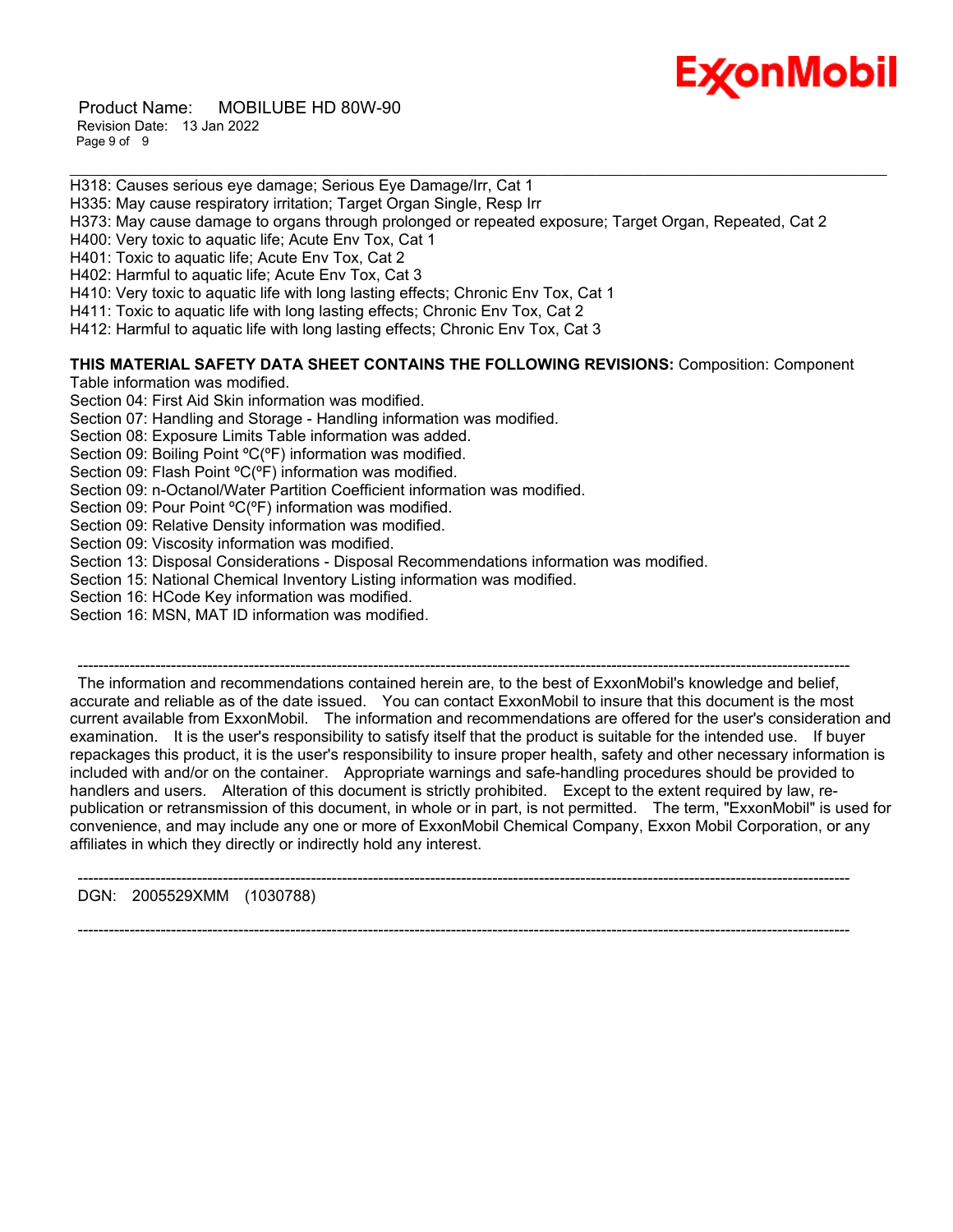H318: Causes serious eye damage; Serious Eye Damage/Irr, Cat 1
H335: May cause respiratory irritation; Target Organ Single, Resp Irr
H373: May cause damage to organs through prolonged or repeated exposure; Target Organ, Repeated, Cat 2
H400: Very toxic to aquatic life; Acute Env Tox, Cat 1
H401: Toxic to aquatic life; Acute Env Tox, Cat 2
H402: Harmful to aquatic life; Acute Env Tox, Cat 3
H410: Very toxic to aquatic life with long lasting effects; Chronic Env Tox, Cat 1
H411: Toxic to aquatic life with long lasting effects; Chronic Env Tox, Cat 2
H412: Harmful to aquatic life with long lasting effects; Chronic Env Tox, Cat 3

**THIS MATERIAL SAFETY DATA SHEET CONTAINS THE FOLLOWING REVISIONS:** Composition: Component Table information was modified.
Section 04: First Aid Skin information was modified.
Section 07: Handling and Storage - Handling information was modified.
Section 08: Exposure Limits Table information was added.
Section 09: Boiling Point ºC(ºF) information was modified.
Section 09: Flash Point ºC(ºF) information was modified.
Section 09: n-Octanol/Water Partition Coefficient information was modified.
Section 09: Pour Point ºC(ºF) information was modified.
Section 09: Relative Density information was modified.
Section 09: Viscosity information was modified.
Section 13: Disposal Considerations - Disposal Recommendations information was modified.
Section 15: National Chemical Inventory Listing information was modified.
Section 16: HCode Key information was modified.
Section 16: MSN, MAT ID information was modified.

---

The information and recommendations contained herein are, to the best of ExxonMobil's knowledge and belief, accurate and reliable as of the date issued. You can contact ExxonMobil to insure that this document is the most current available from ExxonMobil. The information and recommendations are offered for the user's consideration and examination. It is the user's responsibility to satisfy itself that the product is suitable for the intended use. If buyer repackages this product, it is the user's responsibility to insure proper health, safety and other necessary information is included with and/or on the container. Appropriate warnings and safe-handling procedures should be provided to handlers and users. Alteration of this document is strictly prohibited. Except to the extent required by law, re-publication or retransmission of this document, in whole or in part, is not permitted. The term, "ExxonMobil" is used for convenience, and may include any one or more of ExxonMobil Chemical Company, Exxon Mobil Corporation, or any affiliates in which they directly or indirectly hold any interest.

---

DGN: 2005529XMM (1030788)

---